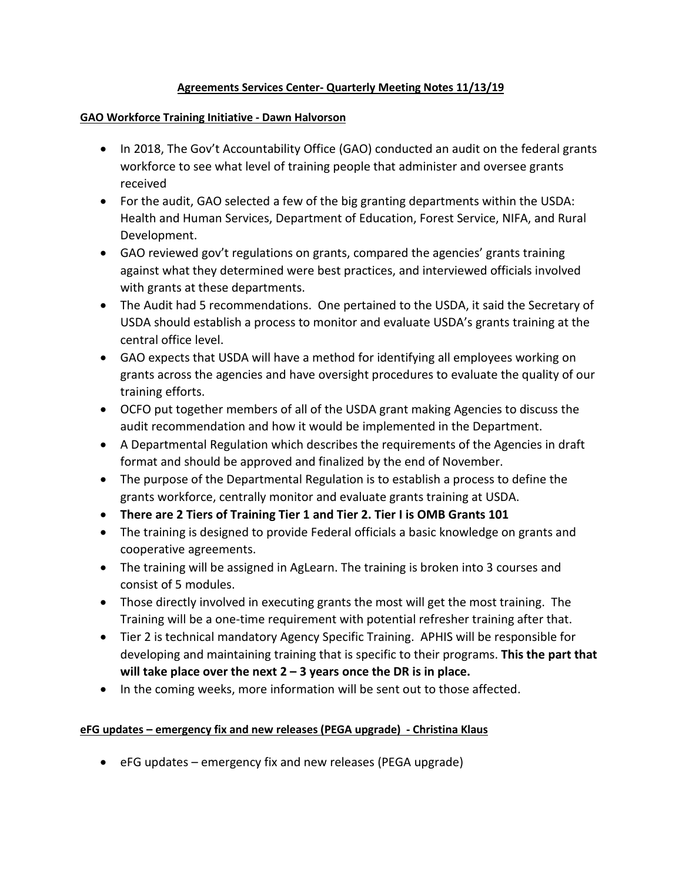# Agreements Services Center- Quarterly Meeting Notes 11/13/19

## GAO Workforce Training Initiative - Dawn Halvorson

- In 2018, The Gov't Accountability Office (GAO) conducted an audit on the federal grants workforce to see what level of training people that administer and oversee grants received
- For the audit, GAO selected a few of the big granting departments within the USDA: Health and Human Services, Department of Education, Forest Service, NIFA, and Rural Development.
- GAO reviewed gov't regulations on grants, compared the agencies' grants training against what they determined were best practices, and interviewed officials involved with grants at these departments.
- The Audit had 5 recommendations. One pertained to the USDA, it said the Secretary of USDA should establish a process to monitor and evaluate USDA's grants training at the central office level.
- GAO expects that USDA will have a method for identifying all employees working on grants across the agencies and have oversight procedures to evaluate the quality of our training efforts.
- OCFO put together members of all of the USDA grant making Agencies to discuss the audit recommendation and how it would be implemented in the Department.
- A Departmental Regulation which describes the requirements of the Agencies in draft format and should be approved and finalized by the end of November.
- The purpose of the Departmental Regulation is to establish a process to define the grants workforce, centrally monitor and evaluate grants training at USDA.
- **There are 2 Tiers of Training Tier 1 and Tier 2. Tier I is OMB Grants 101**
- The training is designed to provide Federal officials a basic knowledge on grants and cooperative agreements.
- The training will be assigned in AgLearn. The training is broken into 3 courses and consist of 5 modules.
- Those directly involved in executing grants the most will get the most training. The Training will be a one-time requirement with potential refresher training after that.
- Tier 2 is technical mandatory Agency Specific Training. APHIS will be responsible for developing and maintaining training that is specific to their programs. **This the part that will take place over the next 2 – 3 years once the DR is in place.**
- In the coming weeks, more information will be sent out to those affected.

## eFG updates – emergency fix and new releases (PEGA upgrade) - Christina Klaus

- eFG updates – emergency fix and new releases (PEGA upgrade)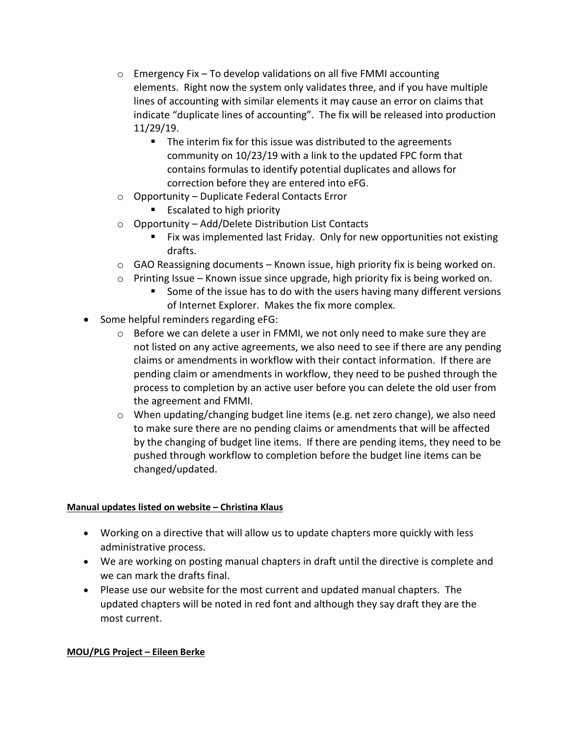- Emergency Fix – To develop validations on all five FMMI accounting elements. Right now the system only validates three, and if you have multiple lines of accounting with similar elements it may cause an error on claims that indicate "duplicate lines of accounting". The fix will be released into production 11/29/19.
    - The interim fix for this issue was distributed to the agreements community on 10/23/19 with a link to the updated FPC form that contains formulas to identify potential duplicates and allows for correction before they are entered into eFG.
  - Opportunity – Duplicate Federal Contacts Error
    - Escalated to high priority
  - Opportunity – Add/Delete Distribution List Contacts
    - Fix was implemented last Friday. Only for new opportunities not existing drafts.
  - GAO Reassigning documents – Known issue, high priority fix is being worked on.
  - Printing Issue – Known issue since upgrade, high priority fix is being worked on.
    - Some of the issue has to do with the users having many different versions of Internet Explorer. Makes the fix more complex.
- Some helpful reminders regarding eFG:
  - Before we can delete a user in FMMI, we not only need to make sure they are not listed on any active agreements, we also need to see if there are any pending claims or amendments in workflow with their contact information. If there are pending claim or amendments in workflow, they need to be pushed through the process to completion by an active user before you can delete the old user from the agreement and FMMI.
  - When updating/changing budget line items (e.g. net zero change), we also need to make sure there are no pending claims or amendments that will be affected by the changing of budget line items. If there are pending items, they need to be pushed through workflow to completion before the budget line items can be changed/updated.

**Manual updates listed on website – Christina Klaus**

- Working on a directive that will allow us to update chapters more quickly with less administrative process.
- We are working on posting manual chapters in draft until the directive is complete and we can mark the drafts final.
- Please use our website for the most current and updated manual chapters. The updated chapters will be noted in red font and although they say draft they are the most current.

**MOU/PLG Project – Eileen Berke**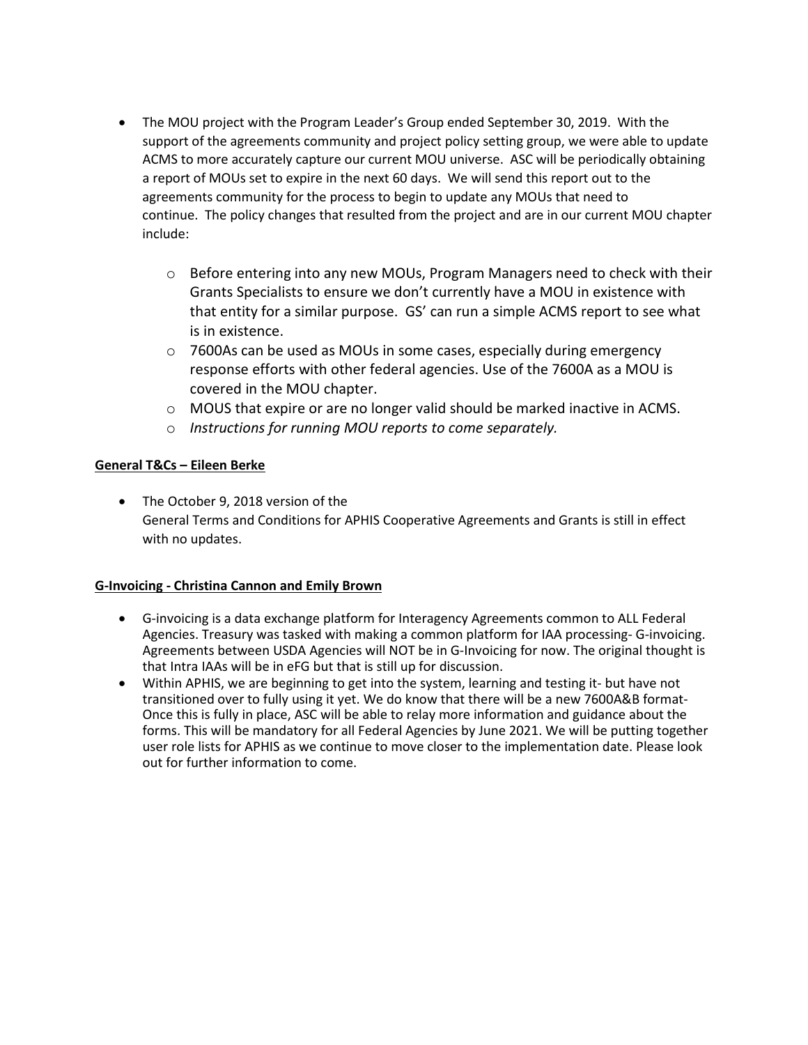- The MOU project with the Program Leader's Group ended September 30, 2019. With the support of the agreements community and project policy setting group, we were able to update ACMS to more accurately capture our current MOU universe. ASC will be periodically obtaining a report of MOUs set to expire in the next 60 days. We will send this report out to the agreements community for the process to begin to update any MOUs that need to continue. The policy changes that resulted from the project and are in our current MOU chapter include:
  - Before entering into any new MOUs, Program Managers need to check with their Grants Specialists to ensure we don't currently have a MOU in existence with that entity for a similar purpose. GS' can run a simple ACMS report to see what is in existence.
  - 7600As can be used as MOUs in some cases, especially during emergency response efforts with other federal agencies. Use of the 7600A as a MOU is covered in the MOU chapter.
  - MOUS that expire or are no longer valid should be marked inactive in ACMS.
  - *Instructions for running MOU reports to come separately.*

**General T&Cs – Eileen Berke**

- The October 9, 2018 version of the General Terms and Conditions for APHIS Cooperative Agreements and Grants is still in effect with no updates.

**G-Invoicing - Christina Cannon and Emily Brown**

- G-invoicing is a data exchange platform for Interagency Agreements common to ALL Federal Agencies. Treasury was tasked with making a common platform for IAA processing- G-invoicing. Agreements between USDA Agencies will NOT be in G-Invoicing for now. The original thought is that Intra IAAs will be in eFG but that is still up for discussion.
- Within APHIS, we are beginning to get into the system, learning and testing it- but have not transitioned over to fully using it yet. We do know that there will be a new 7600A&B format- Once this is fully in place, ASC will be able to relay more information and guidance about the forms. This will be mandatory for all Federal Agencies by June 2021. We will be putting together user role lists for APHIS as we continue to move closer to the implementation date. Please look out for further information to come.